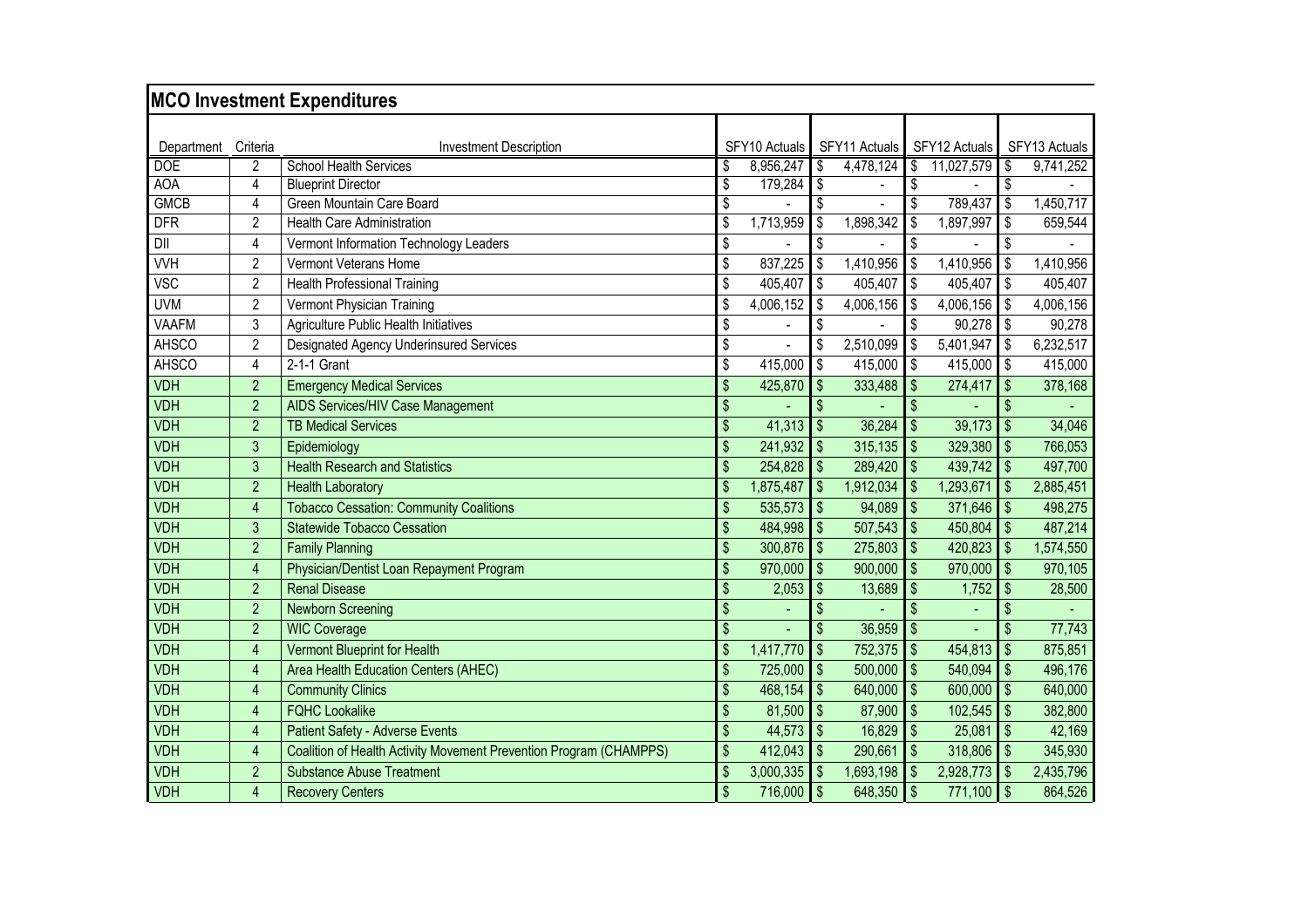## MCO Investment Expenditures

| Department | Criteria | Investment Description | SFY10 Actuals | SFY11 Actuals | SFY12 Actuals | SFY13 Actuals |
|---|---|---|---|---|---|---|
| DOE | 2 | School Health Services | $ 8,956,247 | $ 4,478,124 | $ 11,027,579 | $ 9,741,252 |
| AOA | 4 | Blueprint Director | $ 179,284 | $ - | $ - | $ - |
| GMCB | 4 | Green Mountain Care Board | $ - | $ - | $ 789,437 | $ 1,450,717 |
| DFR | 2 | Health Care Administration | $ 1,713,959 | $ 1,898,342 | $ 1,897,997 | $ 659,544 |
| DII | 4 | Vermont Information Technology Leaders | $ - | $ - | $ - | $ - |
| VVH | 2 | Vermont Veterans Home | $ 837,225 | $ 1,410,956 | $ 1,410,956 | $ 1,410,956 |
| VSC | 2 | Health Professional Training | $ 405,407 | $ 405,407 | $ 405,407 | $ 405,407 |
| UVM | 2 | Vermont Physician Training | $ 4,006,152 | $ 4,006,156 | $ 4,006,156 | $ 4,006,156 |
| VAAFM | 3 | Agriculture Public Health Initiatives | $ - | $ - | $ 90,278 | $ 90,278 |
| AHSCO | 2 | Designated Agency Underinsured Services | $ - | $ 2,510,099 | $ 5,401,947 | $ 6,232,517 |
| AHSCO | 4 | 2-1-1 Grant | $ 415,000 | $ 415,000 | $ 415,000 | $ 415,000 |
| VDH | 2 | Emergency Medical Services | $ 425,870 | $ 333,488 | $ 274,417 | $ 378,168 |
| VDH | 2 | AIDS Services/HIV Case Management | $ - | $ - | $ - | $ - |
| VDH | 2 | TB Medical Services | $ 41,313 | $ 36,284 | $ 39,173 | $ 34,046 |
| VDH | 3 | Epidemiology | $ 241,932 | $ 315,135 | $ 329,380 | $ 766,053 |
| VDH | 3 | Health Research and Statistics | $ 254,828 | $ 289,420 | $ 439,742 | $ 497,700 |
| VDH | 2 | Health Laboratory | $ 1,875,487 | $ 1,912,034 | $ 1,293,671 | $ 2,885,451 |
| VDH | 4 | Tobacco Cessation: Community Coalitions | $ 535,573 | $ 94,089 | $ 371,646 | $ 498,275 |
| VDH | 3 | Statewide Tobacco Cessation | $ 484,998 | $ 507,543 | $ 450,804 | $ 487,214 |
| VDH | 2 | Family Planning | $ 300,876 | $ 275,803 | $ 420,823 | $ 1,574,550 |
| VDH | 4 | Physician/Dentist Loan Repayment Program | $ 970,000 | $ 900,000 | $ 970,000 | $ 970,105 |
| VDH | 2 | Renal Disease | $ 2,053 | $ 13,689 | $ 1,752 | $ 28,500 |
| VDH | 2 | Newborn Screening | $ - | $ - | $ - | $ - |
| VDH | 2 | WIC Coverage | $ - | $ 36,959 | $ - | $ 77,743 |
| VDH | 4 | Vermont Blueprint for Health | $ 1,417,770 | $ 752,375 | $ 454,813 | $ 875,851 |
| VDH | 4 | Area Health Education Centers (AHEC) | $ 725,000 | $ 500,000 | $ 540,094 | $ 496,176 |
| VDH | 4 | Community Clinics | $ 468,154 | $ 640,000 | $ 600,000 | $ 640,000 |
| VDH | 4 | FQHC Lookalike | $ 81,500 | $ 87,900 | $ 102,545 | $ 382,800 |
| VDH | 4 | Patient Safety - Adverse Events | $ 44,573 | $ 16,829 | $ 25,081 | $ 42,169 |
| VDH | 4 | Coalition of Health Activity Movement Prevention Program (CHAMPPS) | $ 412,043 | $ 290,661 | $ 318,806 | $ 345,930 |
| VDH | 2 | Substance Abuse Treatment | $ 3,000,335 | $ 1,693,198 | $ 2,928,773 | $ 2,435,796 |
| VDH | 4 | Recovery Centers | $ 716,000 | $ 648,350 | $ 771,100 | $ 864,526 |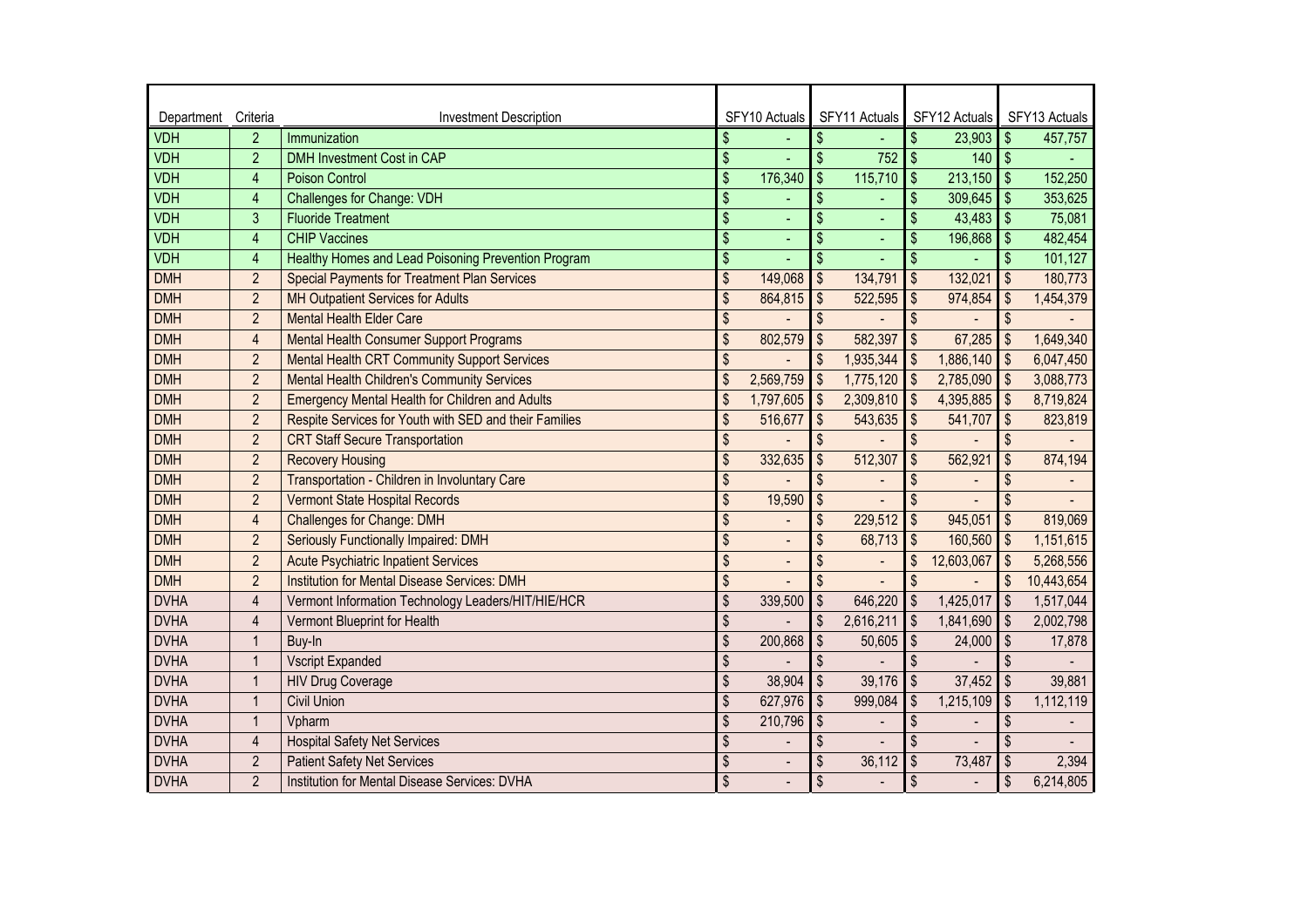| Department | Criteria | Investment Description | SFY10 Actuals | SFY11 Actuals | SFY12 Actuals | SFY13 Actuals |
|---|---|---|---|---|---|---|
| VDH | 2 | Immunization | $ - | $ - | $ 23,903 | $ 457,757 |
| VDH | 2 | DMH Investment Cost in CAP | $ - | $ 752 | $ 140 | $ - |
| VDH | 4 | Poison Control | $ 176,340 | $ 115,710 | $ 213,150 | $ 152,250 |
| VDH | 4 | Challenges for Change: VDH | $ - | $ - | $ 309,645 | $ 353,625 |
| VDH | 3 | Fluoride Treatment | $ - | $ - | $ 43,483 | $ 75,081 |
| VDH | 4 | CHIP Vaccines | $ - | $ - | $ 196,868 | $ 482,454 |
| VDH | 4 | Healthy Homes and Lead Poisoning Prevention Program | $ - | $ - | $ - | $ 101,127 |
| DMH | 2 | Special Payments for Treatment Plan Services | $ 149,068 | $ 134,791 | $ 132,021 | $ 180,773 |
| DMH | 2 | MH Outpatient Services for Adults | $ 864,815 | $ 522,595 | $ 974,854 | $ 1,454,379 |
| DMH | 2 | Mental Health Elder Care | $ - | $ - | $ - | $ - |
| DMH | 4 | Mental Health Consumer Support Programs | $ 802,579 | $ 582,397 | $ 67,285 | $ 1,649,340 |
| DMH | 2 | Mental Health CRT Community Support Services | $ - | $ 1,935,344 | $ 1,886,140 | $ 6,047,450 |
| DMH | 2 | Mental Health Children's Community Services | $ 2,569,759 | $ 1,775,120 | $ 2,785,090 | $ 3,088,773 |
| DMH | 2 | Emergency Mental Health for Children and Adults | $ 1,797,605 | $ 2,309,810 | $ 4,395,885 | $ 8,719,824 |
| DMH | 2 | Respite Services for Youth with SED and their Families | $ 516,677 | $ 543,635 | $ 541,707 | $ 823,819 |
| DMH | 2 | CRT Staff Secure Transportation | $ - | $ - | $ - | $ - |
| DMH | 2 | Recovery Housing | $ 332,635 | $ 512,307 | $ 562,921 | $ 874,194 |
| DMH | 2 | Transportation - Children in Involuntary Care | $ - | $ - | $ - | $ - |
| DMH | 2 | Vermont State Hospital Records | $ 19,590 | $ - | $ - | $ - |
| DMH | 4 | Challenges for Change: DMH | $ - | $ 229,512 | $ 945,051 | $ 819,069 |
| DMH | 2 | Seriously Functionally Impaired: DMH | $ - | $ 68,713 | $ 160,560 | $ 1,151,615 |
| DMH | 2 | Acute Psychiatric Inpatient Services | $ - | $ - | $ 12,603,067 | $ 5,268,556 |
| DMH | 2 | Institution for Mental Disease Services: DMH | $ - | $ - | $ - | $ 10,443,654 |
| DVHA | 4 | Vermont Information Technology Leaders/HIT/HIE/HCR | $ 339,500 | $ 646,220 | $ 1,425,017 | $ 1,517,044 |
| DVHA | 4 | Vermont Blueprint for Health | $ - | $ 2,616,211 | $ 1,841,690 | $ 2,002,798 |
| DVHA | 1 | Buy-In | $ 200,868 | $ 50,605 | $ 24,000 | $ 17,878 |
| DVHA | 1 | Vscript Expanded | $ - | $ - | $ - | $ - |
| DVHA | 1 | HIV Drug Coverage | $ 38,904 | $ 39,176 | $ 37,452 | $ 39,881 |
| DVHA | 1 | Civil Union | $ 627,976 | $ 999,084 | $ 1,215,109 | $ 1,112,119 |
| DVHA | 1 | Vpharm | $ 210,796 | $ - | $ - | $ - |
| DVHA | 4 | Hospital Safety Net Services | $ - | $ - | $ - | $ - |
| DVHA | 2 | Patient Safety Net Services | $ - | $ 36,112 | $ 73,487 | $ 2,394 |
| DVHA | 2 | Institution for Mental Disease Services: DVHA | $ - | $ - | $ - | $ 6,214,805 |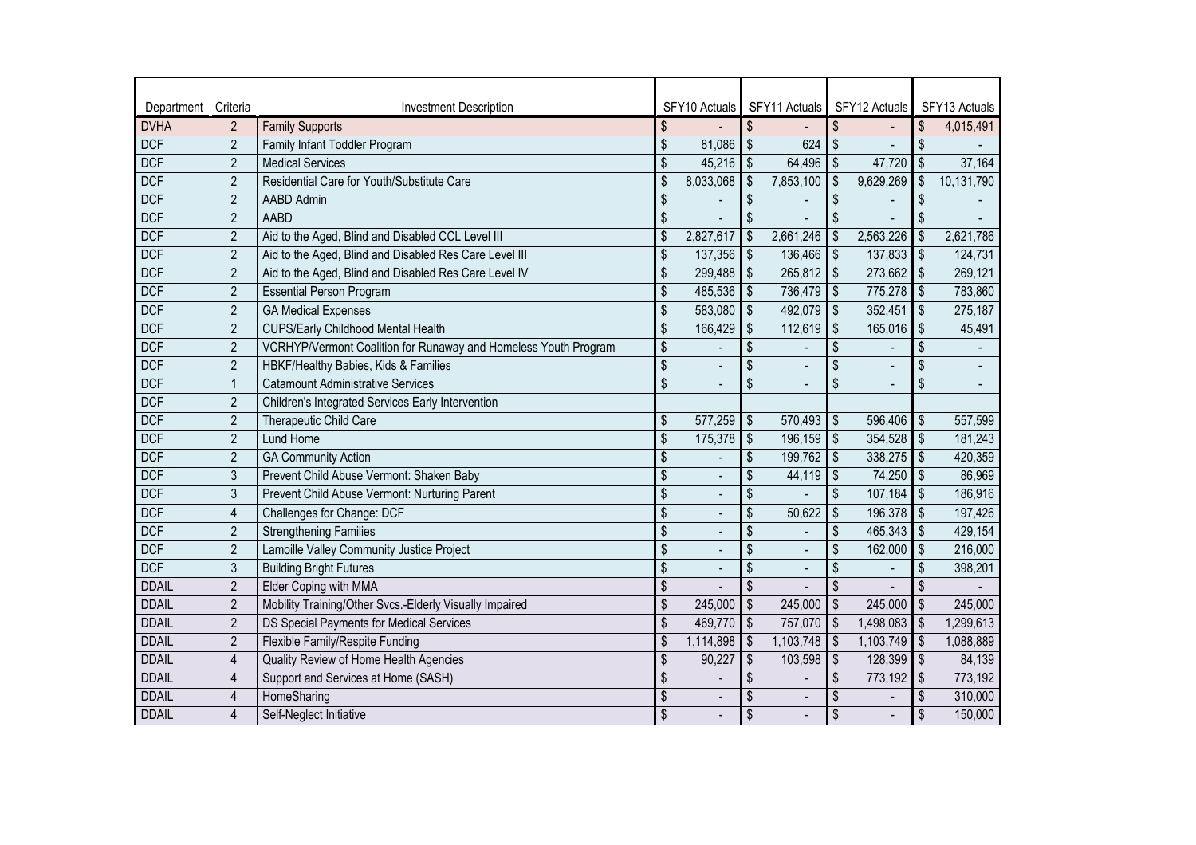| Department | Criteria | Investment Description | SFY10 Actuals | SFY11 Actuals | SFY12 Actuals | SFY13 Actuals |
|---|---|---|---|---|---|---|
| DVHA | 2 | Family Supports | $ - | $ - | $ - | $ 4,015,491 |
| DCF | 2 | Family Infant Toddler Program | $ 81,086 | $ 624 | $ - | $ - |
| DCF | 2 | Medical Services | $ 45,216 | $ 64,496 | $ 47,720 | $ 37,164 |
| DCF | 2 | Residential Care for Youth/Substitute Care | $ 8,033,068 | $ 7,853,100 | $ 9,629,269 | $ 10,131,790 |
| DCF | 2 | AABD Admin | $ - | $ - | $ - | $ - |
| DCF | 2 | AABD | $ - | $ - | $ - | $ - |
| DCF | 2 | Aid to the Aged, Blind and Disabled CCL Level III | $ 2,827,617 | $ 2,661,246 | $ 2,563,226 | $ 2,621,786 |
| DCF | 2 | Aid to the Aged, Blind and Disabled Res Care Level III | $ 137,356 | $ 136,466 | $ 137,833 | $ 124,731 |
| DCF | 2 | Aid to the Aged, Blind and Disabled Res Care Level IV | $ 299,488 | $ 265,812 | $ 273,662 | $ 269,121 |
| DCF | 2 | Essential Person Program | $ 485,536 | $ 736,479 | $ 775,278 | $ 783,860 |
| DCF | 2 | GA Medical Expenses | $ 583,080 | $ 492,079 | $ 352,451 | $ 275,187 |
| DCF | 2 | CUPS/Early Childhood Mental Health | $ 166,429 | $ 112,619 | $ 165,016 | $ 45,491 |
| DCF | 2 | VCRHYP/Vermont Coalition for Runaway and Homeless Youth Program | $ - | $ - | $ - | $ - |
| DCF | 2 | HBKF/Healthy Babies, Kids & Families | $ - | $ - | $ - | $ - |
| DCF | 1 | Catamount Administrative Services | $ - | $ - | $ - | $ - |
| DCF | 2 | Children's Integrated Services Early Intervention | | | | |
| DCF | 2 | Therapeutic Child Care | $ 577,259 | $ 570,493 | $ 596,406 | $ 557,599 |
| DCF | 2 | Lund Home | $ 175,378 | $ 196,159 | $ 354,528 | $ 181,243 |
| DCF | 2 | GA Community Action | $ - | $ 199,762 | $ 338,275 | $ 420,359 |
| DCF | 3 | Prevent Child Abuse Vermont: Shaken Baby | $ - | $ 44,119 | $ 74,250 | $ 86,969 |
| DCF | 3 | Prevent Child Abuse Vermont: Nurturing Parent | $ - | $ - | $ 107,184 | $ 186,916 |
| DCF | 4 | Challenges for Change: DCF | $ - | $ 50,622 | $ 196,378 | $ 197,426 |
| DCF | 2 | Strengthening Families | $ - | $ - | $ 465,343 | $ 429,154 |
| DCF | 2 | Lamoille Valley Community Justice Project | $ - | $ - | $ 162,000 | $ 216,000 |
| DCF | 3 | Building Bright Futures | $ - | $ - | $ - | $ 398,201 |
| DDAIL | 2 | Elder Coping with MMA | $ - | $ - | $ - | $ - |
| DDAIL | 2 | Mobility Training/Other Svcs.-Elderly Visually Impaired | $ 245,000 | $ 245,000 | $ 245,000 | $ 245,000 |
| DDAIL | 2 | DS Special Payments for Medical Services | $ 469,770 | $ 757,070 | $ 1,498,083 | $ 1,299,613 |
| DDAIL | 2 | Flexible Family/Respite Funding | $ 1,114,898 | $ 1,103,748 | $ 1,103,749 | $ 1,088,889 |
| DDAIL | 4 | Quality Review of Home Health Agencies | $ 90,227 | $ 103,598 | $ 128,399 | $ 84,139 |
| DDAIL | 4 | Support and Services at Home (SASH) | $ - | $ - | $ 773,192 | $ 773,192 |
| DDAIL | 4 | HomeSharing | $ - | $ - | $ - | $ 310,000 |
| DDAIL | 4 | Self-Neglect Initiative | $ - | $ - | $ - | $ 150,000 |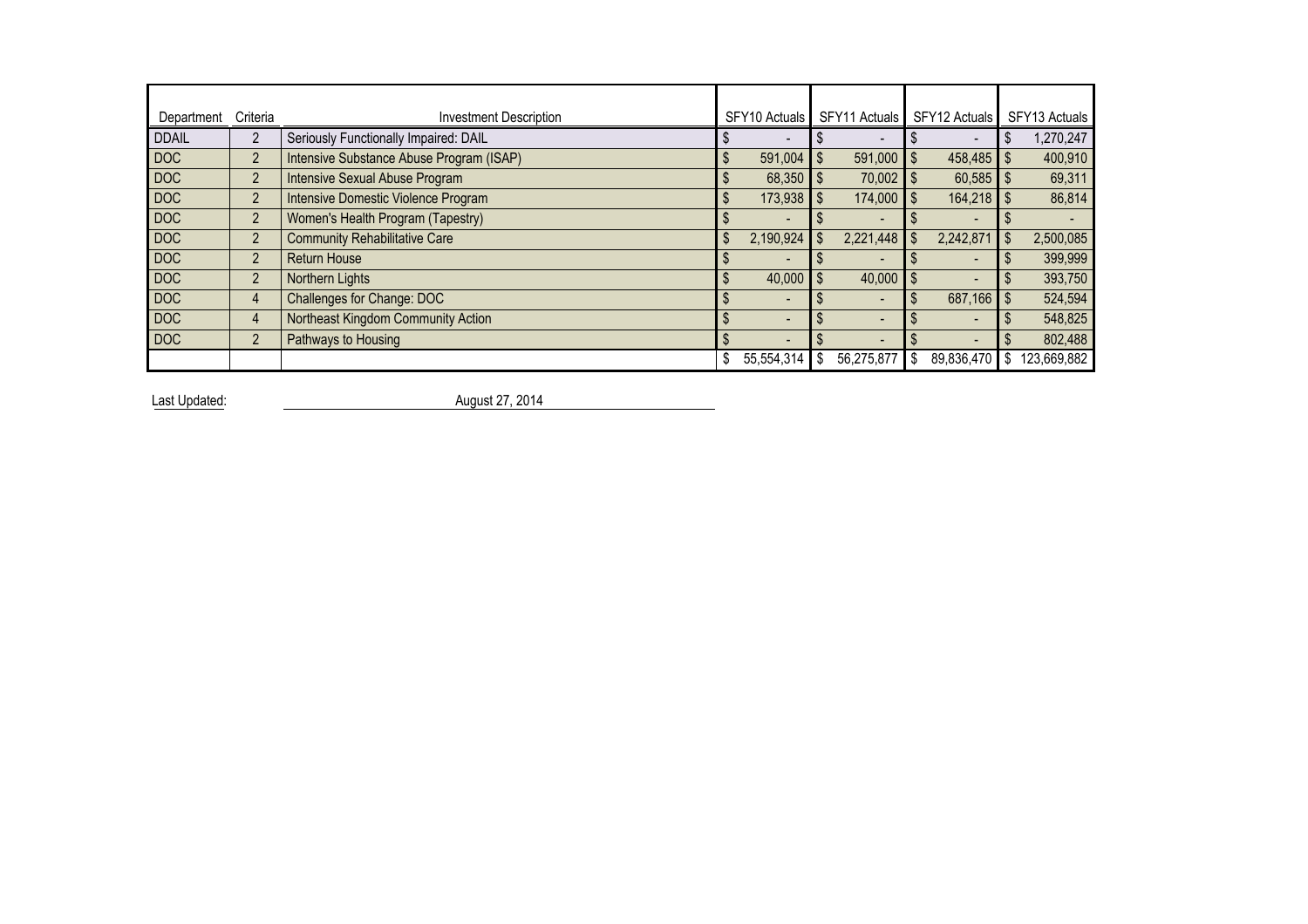| Department | Criteria | Investment Description | SFY10 Actuals | SFY11 Actuals | SFY12 Actuals | SFY13 Actuals |
|---|---|---|---|---|---|---|
| DDAIL | 2 | Seriously Functionally Impaired: DAIL | $ - | $ - | $ - | $ 1,270,247 |
| DOC | 2 | Intensive Substance Abuse Program (ISAP) | $ 591,004 | $ 591,000 | $ 458,485 | $ 400,910 |
| DOC | 2 | Intensive Sexual Abuse Program | $ 68,350 | $ 70,002 | $ 60,585 | $ 69,311 |
| DOC | 2 | Intensive Domestic Violence Program | $ 173,938 | $ 174,000 | $ 164,218 | $ 86,814 |
| DOC | 2 | Women's Health Program (Tapestry) | $ - | $ - | $ - | $ - |
| DOC | 2 | Community Rehabilitative Care | $ 2,190,924 | $ 2,221,448 | $ 2,242,871 | $ 2,500,085 |
| DOC | 2 | Return House | $ - | $ - | $ - | $ 399,999 |
| DOC | 2 | Northern Lights | $ 40,000 | $ 40,000 | $ - | $ 393,750 |
| DOC | 4 | Challenges for Change: DOC | $ - | $ - | $ 687,166 | $ 524,594 |
| DOC | 4 | Northeast Kingdom Community Action | $ - | $ - | $ - | $ 548,825 |
| DOC | 2 | Pathways to Housing | $ - | $ - | $ - | $ 802,488 |
| | | | $ 55,554,314 | $ 56,275,877 | $ 89,836,470 | $ 123,669,882 |

Last Updated: August 27, 2014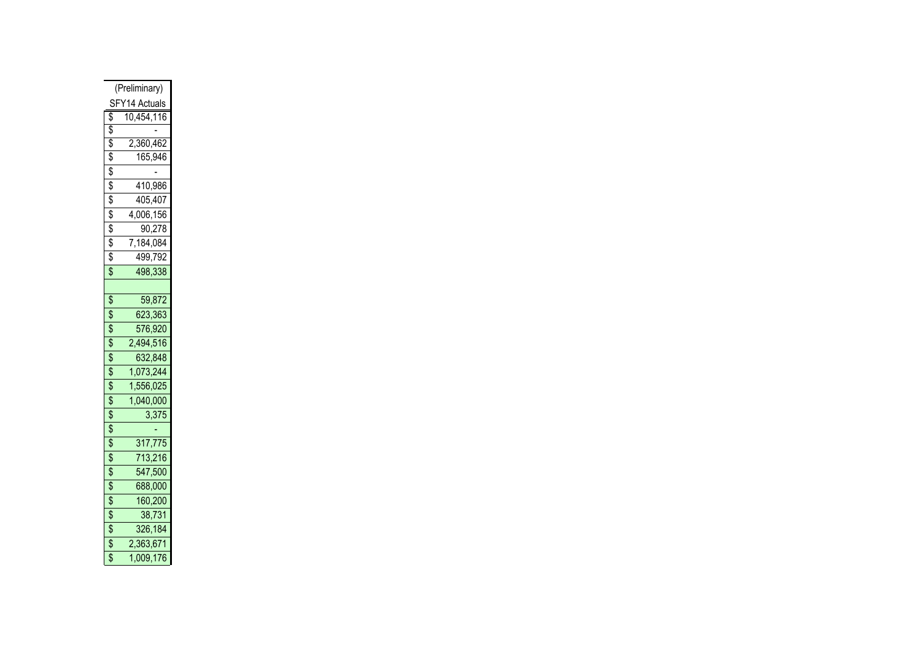| (Preliminary) SFY14 Actuals |
|---|
| $ 10,454,116 |
| $ - |
| $ 2,360,462 |
| $ 165,946 |
| $ - |
| $ 410,986 |
| $ 405,407 |
| $ 4,006,156 |
| $ 90,278 |
| $ 7,184,084 |
| $ 499,792 |
| $ 498,338 |
| |
| $ 59,872 |
| $ 623,363 |
| $ 576,920 |
| $ 2,494,516 |
| $ 632,848 |
| $ 1,073,244 |
| $ 1,556,025 |
| $ 1,040,000 |
| $ 3,375 |
| $ - |
| $ 317,775 |
| $ 713,216 |
| $ 547,500 |
| $ 688,000 |
| $ 160,200 |
| $ 38,731 |
| $ 326,184 |
| $ 2,363,671 |
| $ 1,009,176 |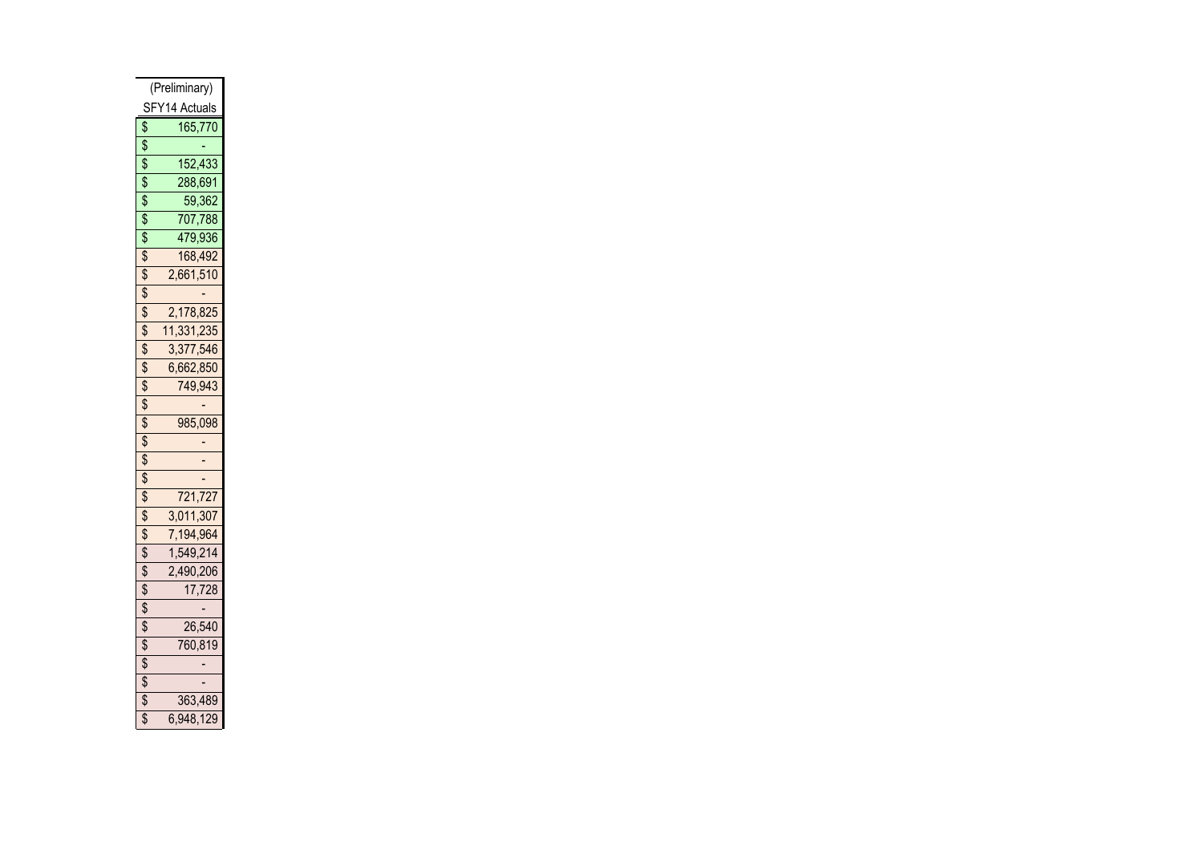| (Preliminary) SFY14 Actuals |
|---|
| $ 165,770 |
| $ - |
| $ 152,433 |
| $ 288,691 |
| $ 59,362 |
| $ 707,788 |
| $ 479,936 |
| $ 168,492 |
| $ 2,661,510 |
| $ - |
| $ 2,178,825 |
| $ 11,331,235 |
| $ 3,377,546 |
| $ 6,662,850 |
| $ 749,943 |
| $ - |
| $ 985,098 |
| $ - |
| $ - |
| $ - |
| $ 721,727 |
| $ 3,011,307 |
| $ 7,194,964 |
| $ 1,549,214 |
| $ 2,490,206 |
| $ 17,728 |
| $ - |
| $ 26,540 |
| $ 760,819 |
| $ - |
| $ - |
| $ 363,489 |
| $ 6,948,129 |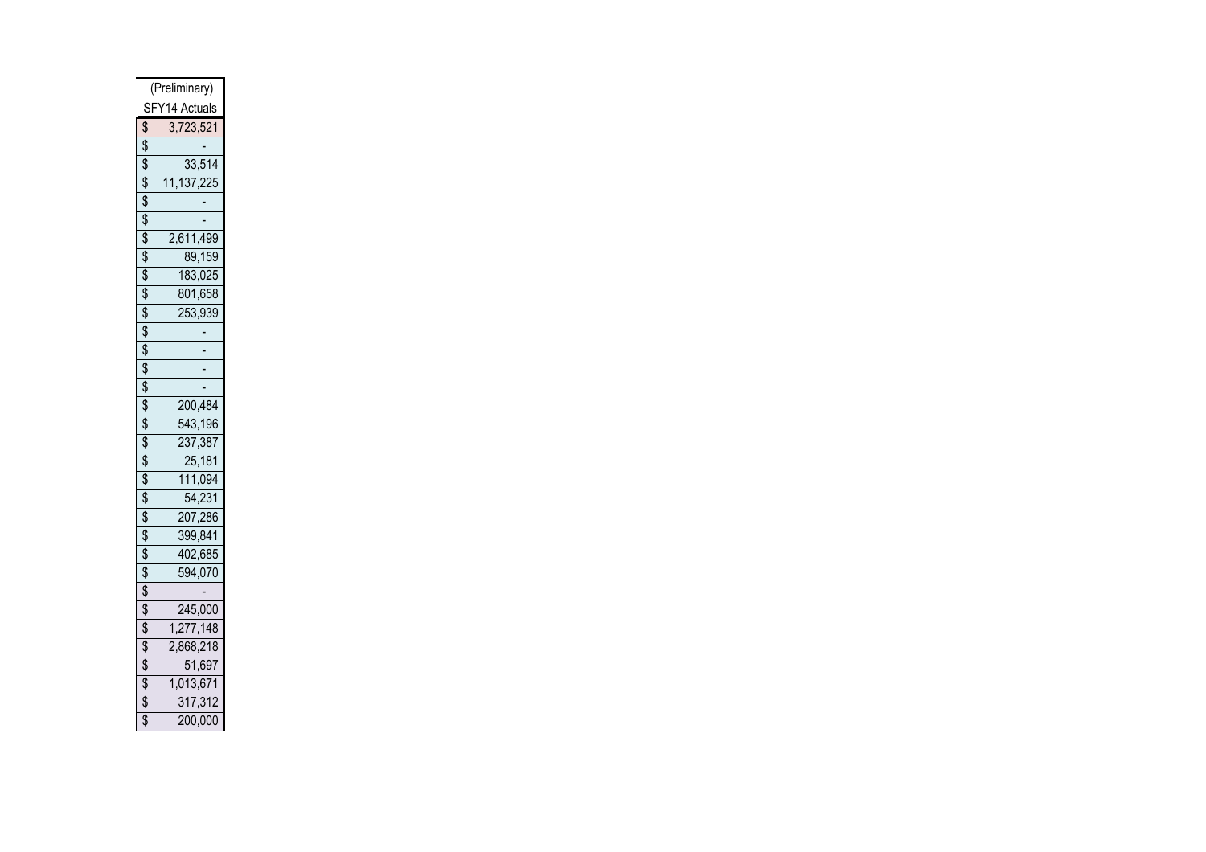| (Preliminary) SFY14 Actuals |
|---|
| $ 3,723,521 |
| $ - |
| $ 33,514 |
| $ 11,137,225 |
| $ - |
| $ - |
| $ 2,611,499 |
| $ 89,159 |
| $ 183,025 |
| $ 801,658 |
| $ 253,939 |
| $ - |
| $ - |
| $ - |
| $ - |
| $ 200,484 |
| $ 543,196 |
| $ 237,387 |
| $ 25,181 |
| $ 111,094 |
| $ 54,231 |
| $ 207,286 |
| $ 399,841 |
| $ 402,685 |
| $ 594,070 |
| $ - |
| $ 245,000 |
| $ 1,277,148 |
| $ 2,868,218 |
| $ 51,697 |
| $ 1,013,671 |
| $ 317,312 |
| $ 200,000 |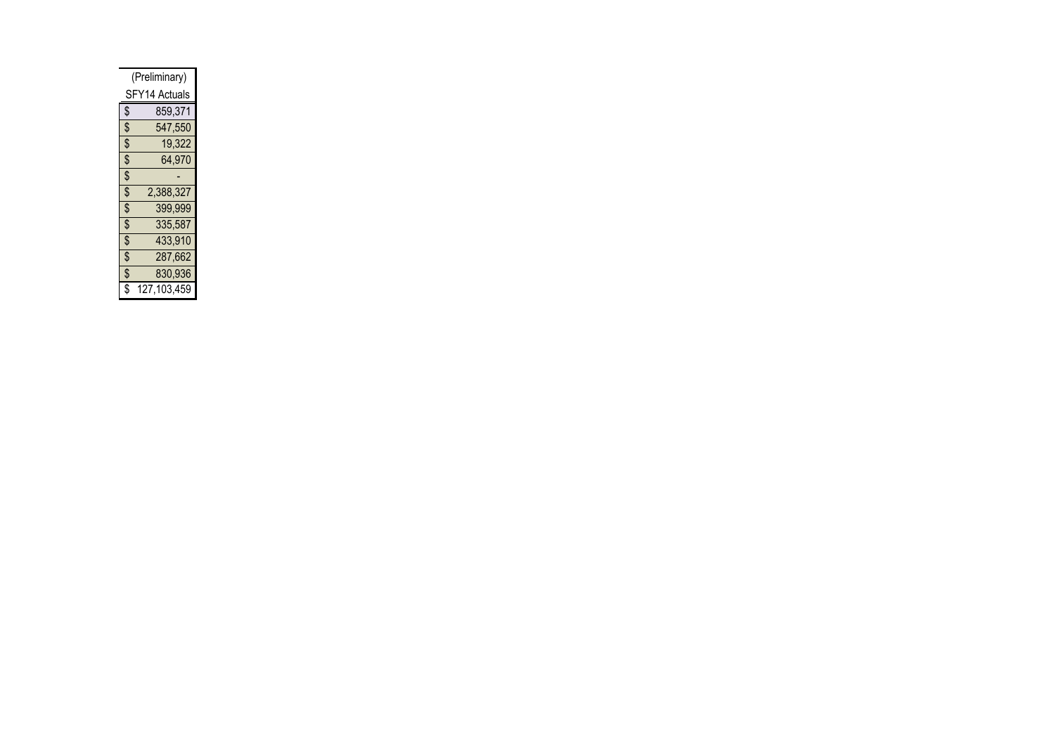| (Preliminary) SFY14 Actuals |
|---|
| $ 859,371 |
| $ 547,550 |
| $ 19,322 |
| $ 64,970 |
| $ - |
| $ 2,388,327 |
| $ 399,999 |
| $ 335,587 |
| $ 433,910 |
| $ 287,662 |
| $ 830,936 |
| $ 127,103,459 |